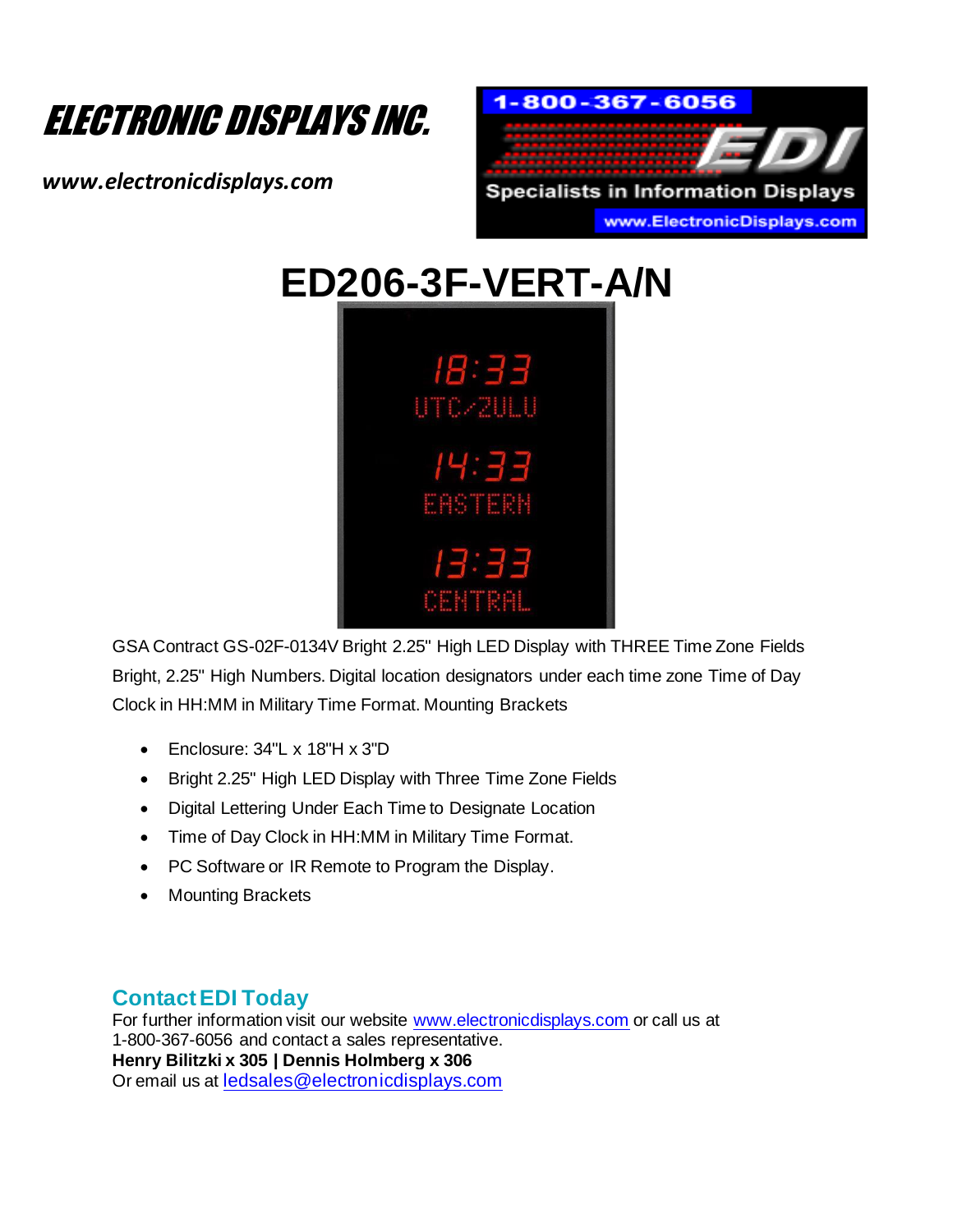# ELECTRONIC DISPLAYS INC.

***www.electronicdisplays.com***

1-800-367-6056

EDI

Specialists in Information Displays

www.ElectronicDisplays.com

# ED206-3F-VERT-A/N

GSA Contract GS-02F-0134V Bright 2.25" High LED Display with THREE Time Zone Fields Bright, 2.25" High Numbers. Digital location designators under each time zone Time of Day Clock in HH:MM in Military Time Format. Mounting Brackets

- Enclosure: 34"L x 18"H x 3"D
- Bright 2.25" High LED Display with Three Time Zone Fields
- Digital Lettering Under Each Time to Designate Location
- Time of Day Clock in HH:MM in Military Time Format.
- PC Software or IR Remote to Program the Display.
- Mounting Brackets

## Contact EDI Today

For further information visit our website www.electronicdisplays.com or call us at 1-800-367-6056 and contact a sales representative.
**Henry Bilitzki x 305 | Dennis Holmberg x 306**
Or email us at ledsales@electronicdisplays.com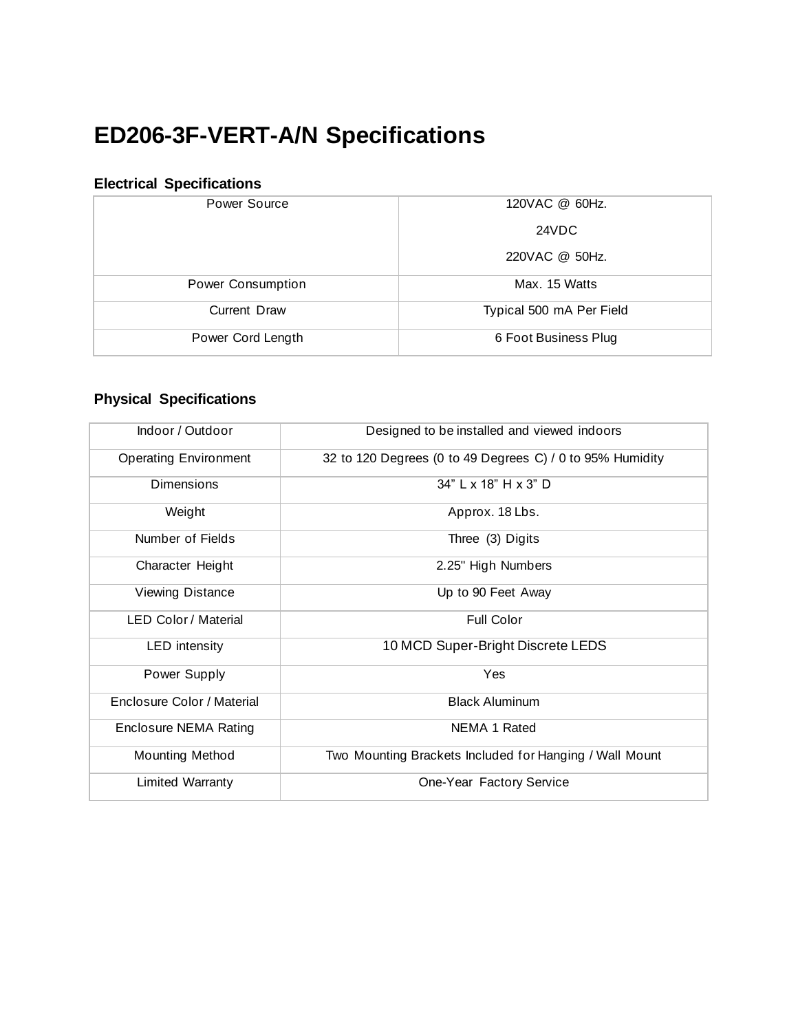# ED206-3F-VERT-A/N Specifications

### Electrical Specifications

| | |
|---|---|
| Power Source | 120VAC @ 60Hz.<br>24VDC<br>220VAC @ 50Hz. |
| Power Consumption | Max. 15 Watts |
| Current Draw | Typical 500 mA Per Field |
| Power Cord Length | 6 Foot Business Plug |

### Physical Specifications

| | |
|---|---|
| Indoor / Outdoor | Designed to be installed and viewed indoors |
| Operating Environment | 32 to 120 Degrees (0 to 49 Degrees C) / 0 to 95% Humidity |
| Dimensions | 34" L x 18" H x 3" D |
| Weight | Approx. 18 Lbs. |
| Number of Fields | Three (3) Digits |
| Character Height | 2.25" High Numbers |
| Viewing Distance | Up to 90 Feet Away |
| LED Color / Material | Full Color |
| LED intensity | 10 MCD Super-Bright Discrete LEDS |
| Power Supply | Yes |
| Enclosure Color / Material | Black Aluminum |
| Enclosure NEMA Rating | NEMA 1 Rated |
| Mounting Method | Two Mounting Brackets Included for Hanging / Wall Mount |
| Limited Warranty | One-Year Factory Service |